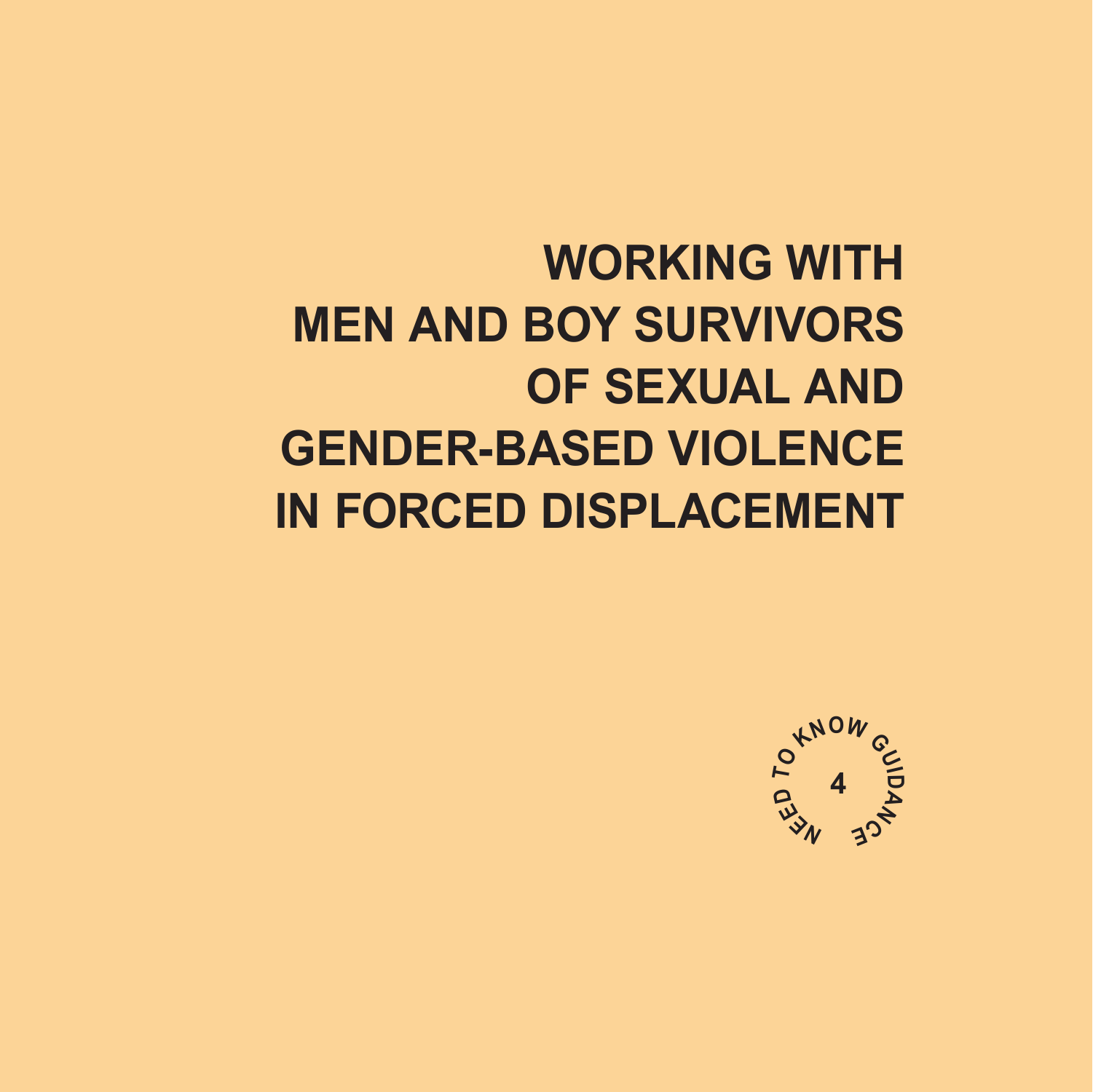# WORKING WITH MEN AND BOY SURVIVORS OF SEXUAL AND GENDER-BASED VIOLENCE IN FORCED DISPLACEMENT

NEED TO KNOW GUIDANCE

4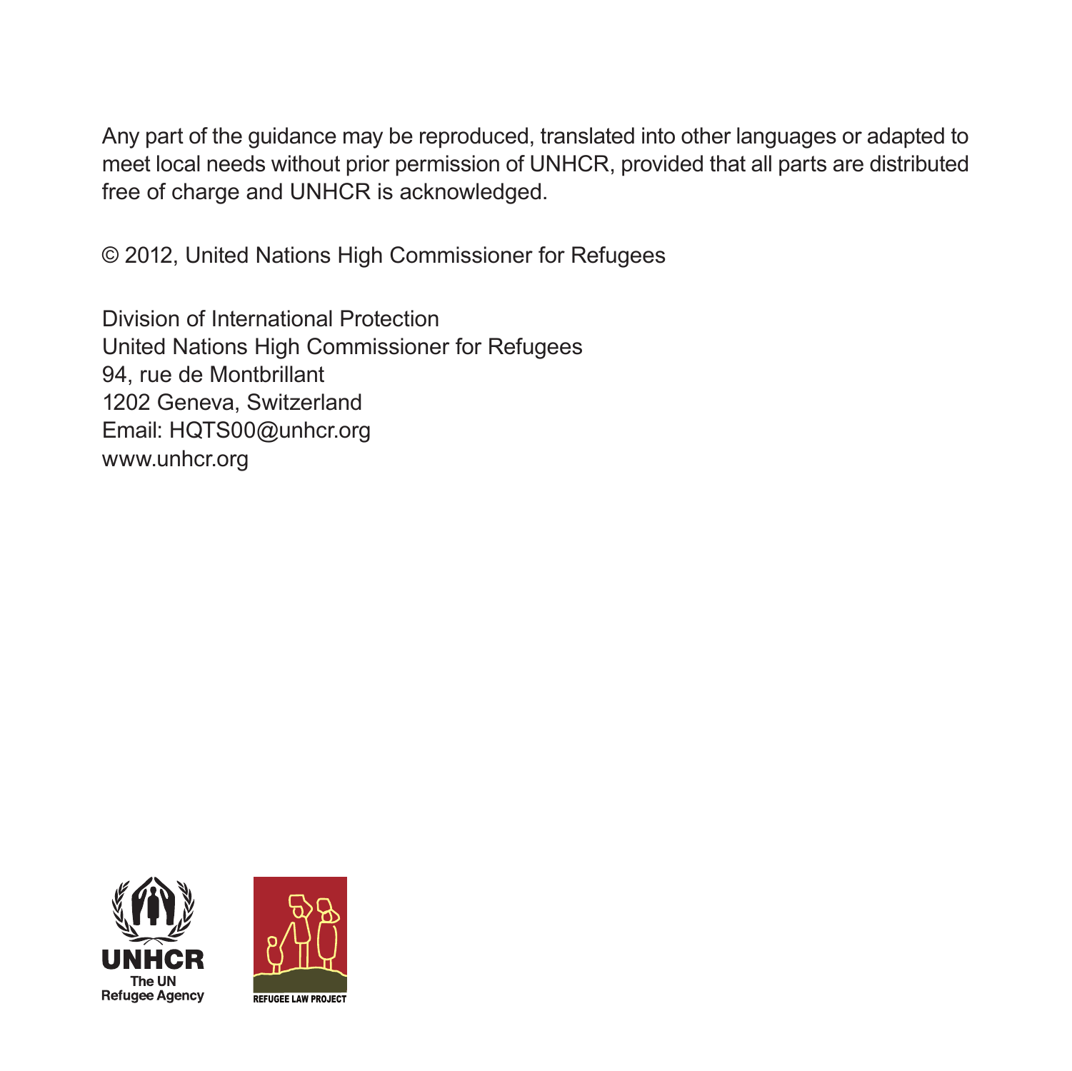Any part of the guidance may be reproduced, translated into other languages or adapted to meet local needs without prior permission of UNHCR, provided that all parts are distributed free of charge and UNHCR is acknowledged.

© 2012, United Nations High Commissioner for Refugees

Division of International Protection
United Nations High Commissioner for Refugees
94, rue de Montbrillant
1202 Geneva, Switzerland
Email: HQTS00@unhcr.org
www.unhcr.org

UNHCR
The UN
Refugee Agency

REFUGEE LAW PROJECT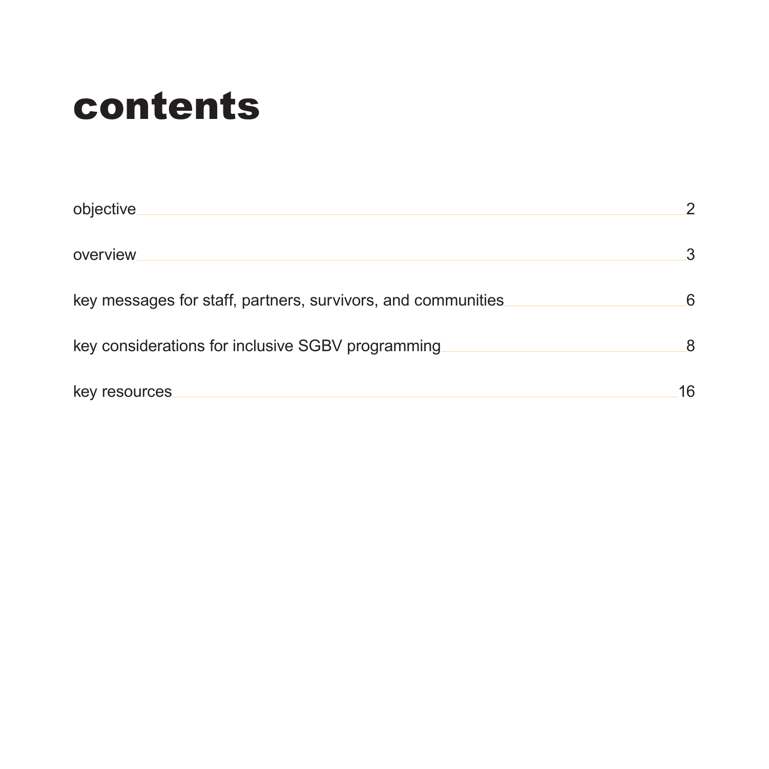# contents

objective ........ 2

overview ........ 3

key messages for staff, partners, survivors, and communities ........ 6

key considerations for inclusive SGBV programming ........ 8

key resources ........ 16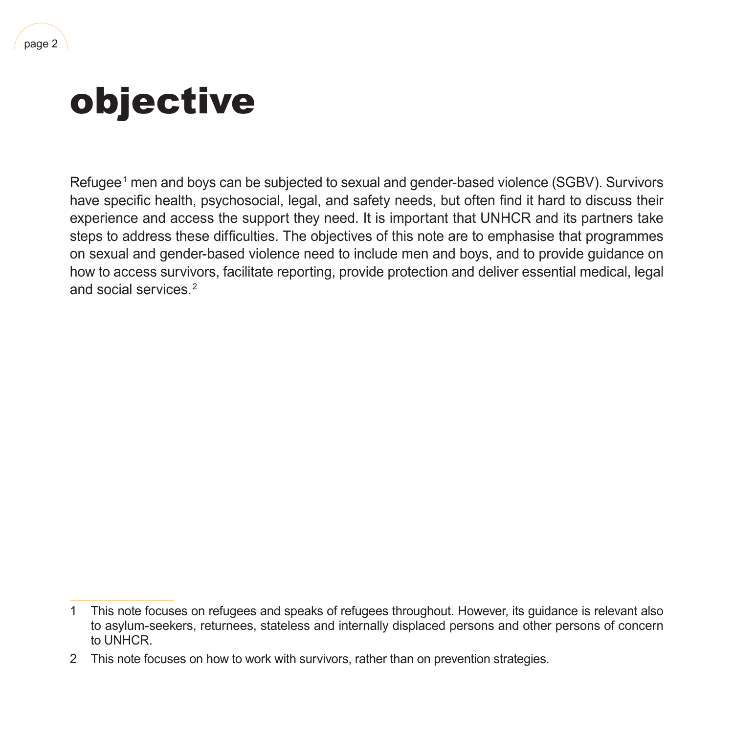# objective

Refugee[1] men and boys can be subjected to sexual and gender-based violence (SGBV). Survivors have specific health, psychosocial, legal, and safety needs, but often find it hard to discuss their experience and access the support they need. It is important that UNHCR and its partners take steps to address these difficulties. The objectives of this note are to emphasise that programmes on sexual and gender-based violence need to include men and boys, and to provide guidance on how to access survivors, facilitate reporting, provide protection and deliver essential medical, legal and social services.[2]

---

1 This note focuses on refugees and speaks of refugees throughout. However, its guidance is relevant also to asylum-seekers, returnees, stateless and internally displaced persons and other persons of concern to UNHCR.

2 This note focuses on how to work with survivors, rather than on prevention strategies.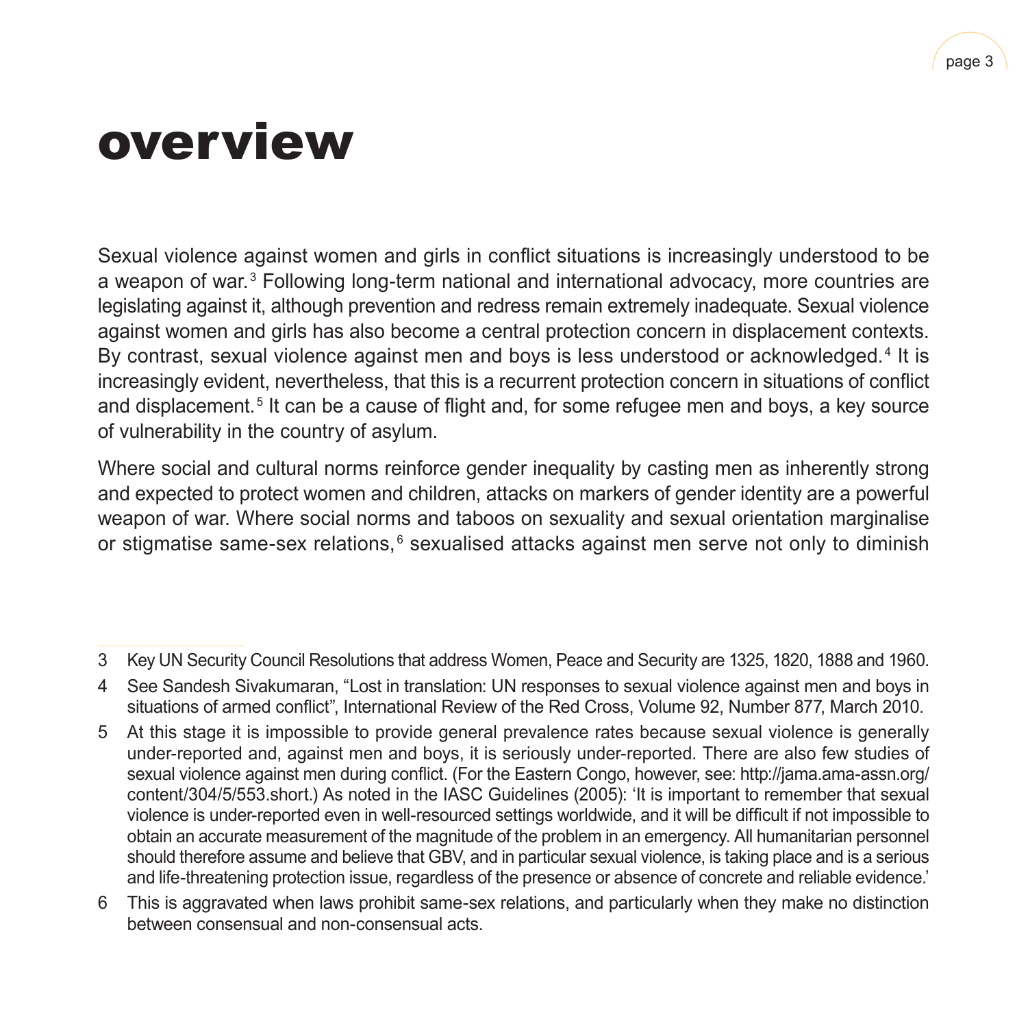# overview

Sexual violence against women and girls in conflict situations is increasingly understood to be a weapon of war.[3] Following long-term national and international advocacy, more countries are legislating against it, although prevention and redress remain extremely inadequate. Sexual violence against women and girls has also become a central protection concern in displacement contexts. By contrast, sexual violence against men and boys is less understood or acknowledged.[4] It is increasingly evident, nevertheless, that this is a recurrent protection concern in situations of conflict and displacement.[5] It can be a cause of flight and, for some refugee men and boys, a key source of vulnerability in the country of asylum.

Where social and cultural norms reinforce gender inequality by casting men as inherently strong and expected to protect women and children, attacks on markers of gender identity are a powerful weapon of war. Where social norms and taboos on sexuality and sexual orientation marginalise or stigmatise same-sex relations,[6] sexualised attacks against men serve not only to diminish

---

3 Key UN Security Council Resolutions that address Women, Peace and Security are 1325, 1820, 1888 and 1960.

4 See Sandesh Sivakumaran, "Lost in translation: UN responses to sexual violence against men and boys in situations of armed conflict", International Review of the Red Cross, Volume 92, Number 877, March 2010.

5 At this stage it is impossible to provide general prevalence rates because sexual violence is generally under-reported and, against men and boys, it is seriously under-reported. There are also few studies of sexual violence against men during conflict. (For the Eastern Congo, however, see: http://jama.ama-assn.org/content/304/5/553.short.) As noted in the IASC Guidelines (2005): 'It is important to remember that sexual violence is under-reported even in well-resourced settings worldwide, and it will be difficult if not impossible to obtain an accurate measurement of the magnitude of the problem in an emergency. All humanitarian personnel should therefore assume and believe that GBV, and in particular sexual violence, is taking place and is a serious and life-threatening protection issue, regardless of the presence or absence of concrete and reliable evidence.'

6 This is aggravated when laws prohibit same-sex relations, and particularly when they make no distinction between consensual and non-consensual acts.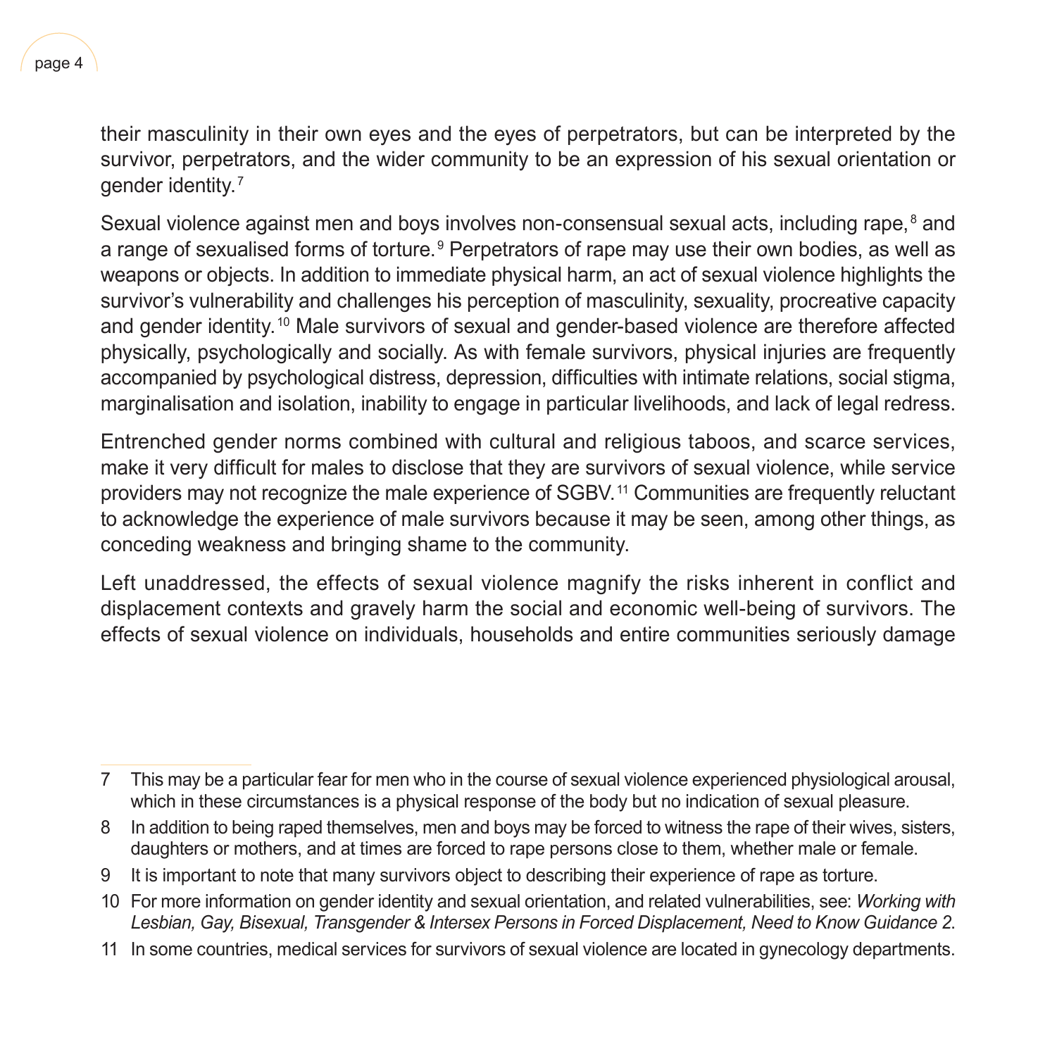their masculinity in their own eyes and the eyes of perpetrators, but can be interpreted by the survivor, perpetrators, and the wider community to be an expression of his sexual orientation or gender identity.[7]

Sexual violence against men and boys involves non-consensual sexual acts, including rape,[8] and a range of sexualised forms of torture.[9] Perpetrators of rape may use their own bodies, as well as weapons or objects. In addition to immediate physical harm, an act of sexual violence highlights the survivor's vulnerability and challenges his perception of masculinity, sexuality, procreative capacity and gender identity.[10] Male survivors of sexual and gender-based violence are therefore affected physically, psychologically and socially. As with female survivors, physical injuries are frequently accompanied by psychological distress, depression, difficulties with intimate relations, social stigma, marginalisation and isolation, inability to engage in particular livelihoods, and lack of legal redress.

Entrenched gender norms combined with cultural and religious taboos, and scarce services, make it very difficult for males to disclose that they are survivors of sexual violence, while service providers may not recognize the male experience of SGBV.[11] Communities are frequently reluctant to acknowledge the experience of male survivors because it may be seen, among other things, as conceding weakness and bringing shame to the community.

Left unaddressed, the effects of sexual violence magnify the risks inherent in conflict and displacement contexts and gravely harm the social and economic well-being of survivors. The effects of sexual violence on individuals, households and entire communities seriously damage

---

7 This may be a particular fear for men who in the course of sexual violence experienced physiological arousal, which in these circumstances is a physical response of the body but no indication of sexual pleasure.

8 In addition to being raped themselves, men and boys may be forced to witness the rape of their wives, sisters, daughters or mothers, and at times are forced to rape persons close to them, whether male or female.

9 It is important to note that many survivors object to describing their experience of rape as torture.

10 For more information on gender identity and sexual orientation, and related vulnerabilities, see: *Working with Lesbian, Gay, Bisexual, Transgender & Intersex Persons in Forced Displacement, Need to Know Guidance 2*.

11 In some countries, medical services for survivors of sexual violence are located in gynecology departments.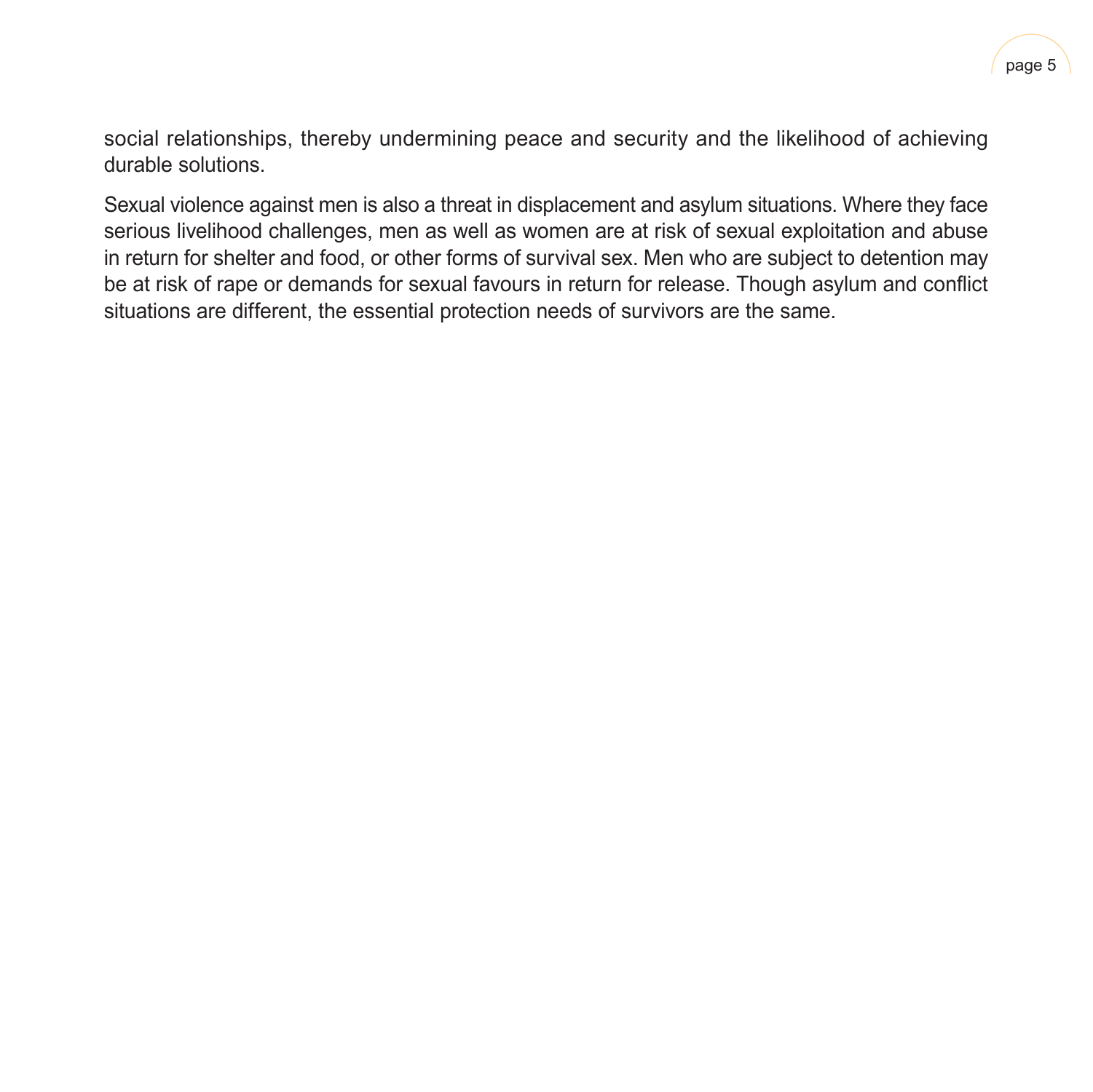social relationships, thereby undermining peace and security and the likelihood of achieving durable solutions.

Sexual violence against men is also a threat in displacement and asylum situations. Where they face serious livelihood challenges, men as well as women are at risk of sexual exploitation and abuse in return for shelter and food, or other forms of survival sex. Men who are subject to detention may be at risk of rape or demands for sexual favours in return for release. Though asylum and conflict situations are different, the essential protection needs of survivors are the same.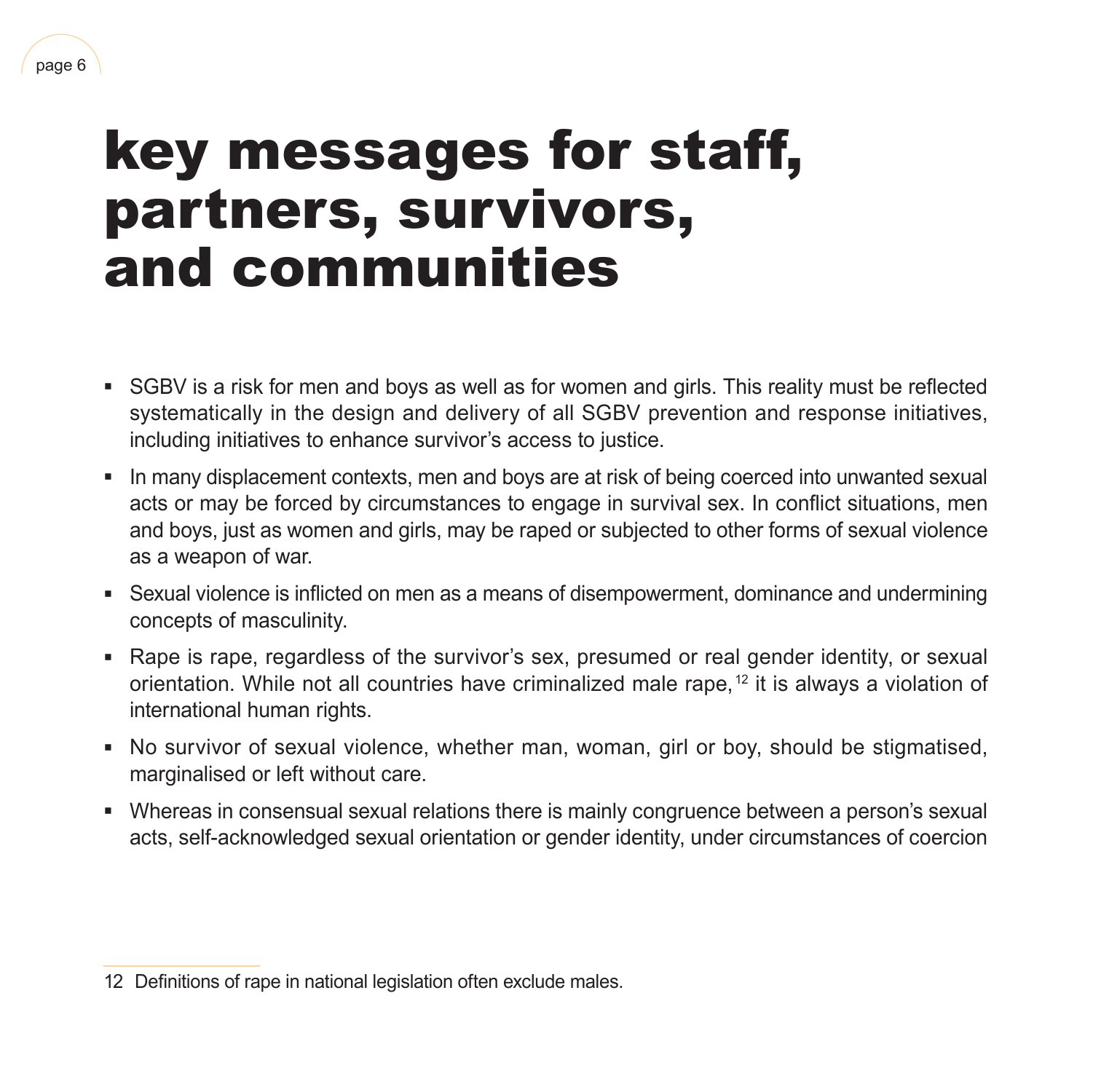# key messages for staff, partners, survivors, and communities

- SGBV is a risk for men and boys as well as for women and girls. This reality must be reflected systematically in the design and delivery of all SGBV prevention and response initiatives, including initiatives to enhance survivor's access to justice.
- In many displacement contexts, men and boys are at risk of being coerced into unwanted sexual acts or may be forced by circumstances to engage in survival sex. In conflict situations, men and boys, just as women and girls, may be raped or subjected to other forms of sexual violence as a weapon of war.
- Sexual violence is inflicted on men as a means of disempowerment, dominance and undermining concepts of masculinity.
- Rape is rape, regardless of the survivor's sex, presumed or real gender identity, or sexual orientation. While not all countries have criminalized male rape,[12] it is always a violation of international human rights.
- No survivor of sexual violence, whether man, woman, girl or boy, should be stigmatised, marginalised or left without care.
- Whereas in consensual sexual relations there is mainly congruence between a person's sexual acts, self-acknowledged sexual orientation or gender identity, under circumstances of coercion

12 Definitions of rape in national legislation often exclude males.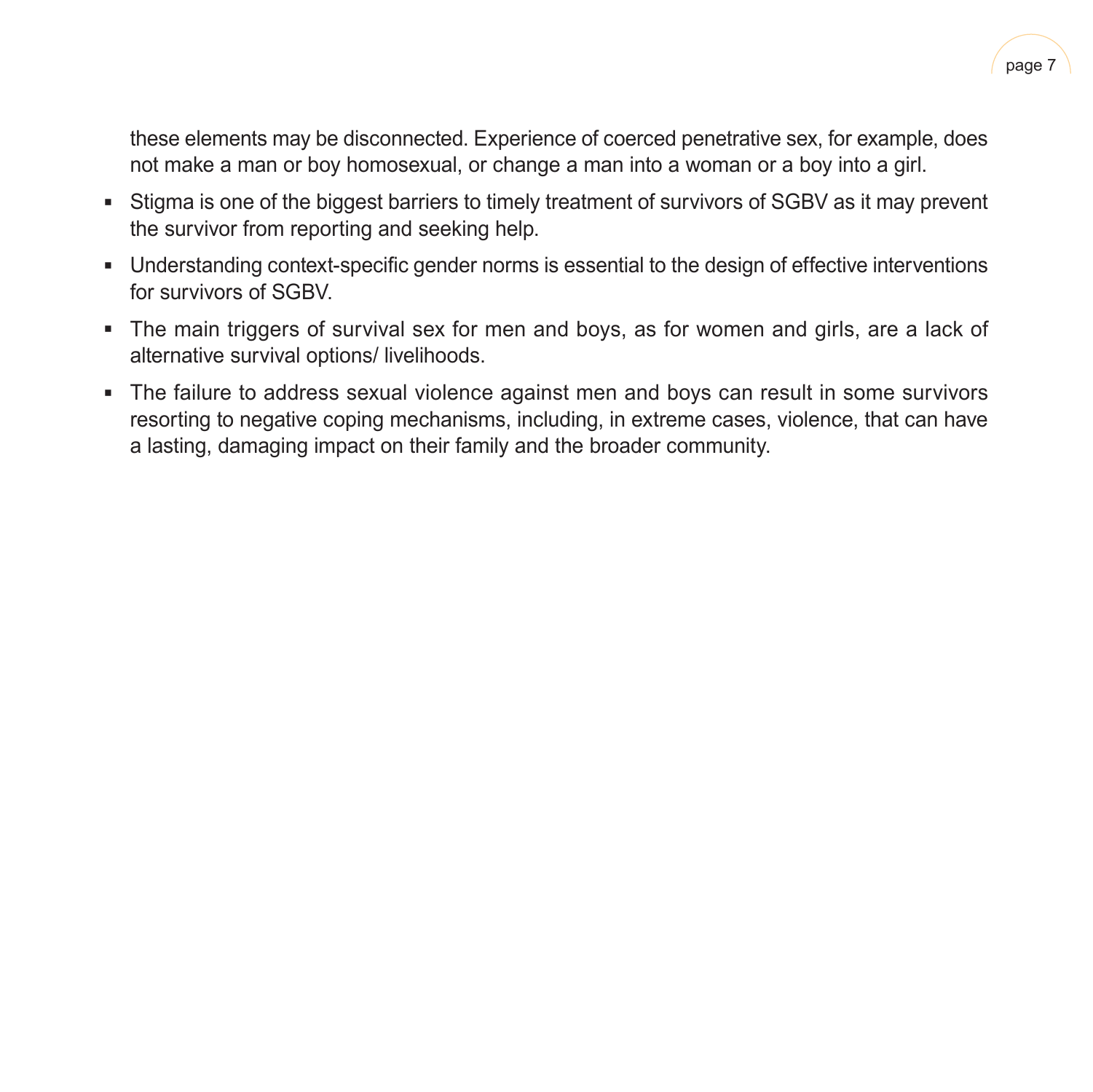these elements may be disconnected. Experience of coerced penetrative sex, for example, does not make a man or boy homosexual, or change a man into a woman or a boy into a girl.

- Stigma is one of the biggest barriers to timely treatment of survivors of SGBV as it may prevent the survivor from reporting and seeking help.
- Understanding context-specific gender norms is essential to the design of effective interventions for survivors of SGBV.
- The main triggers of survival sex for men and boys, as for women and girls, are a lack of alternative survival options/ livelihoods.
- The failure to address sexual violence against men and boys can result in some survivors resorting to negative coping mechanisms, including, in extreme cases, violence, that can have a lasting, damaging impact on their family and the broader community.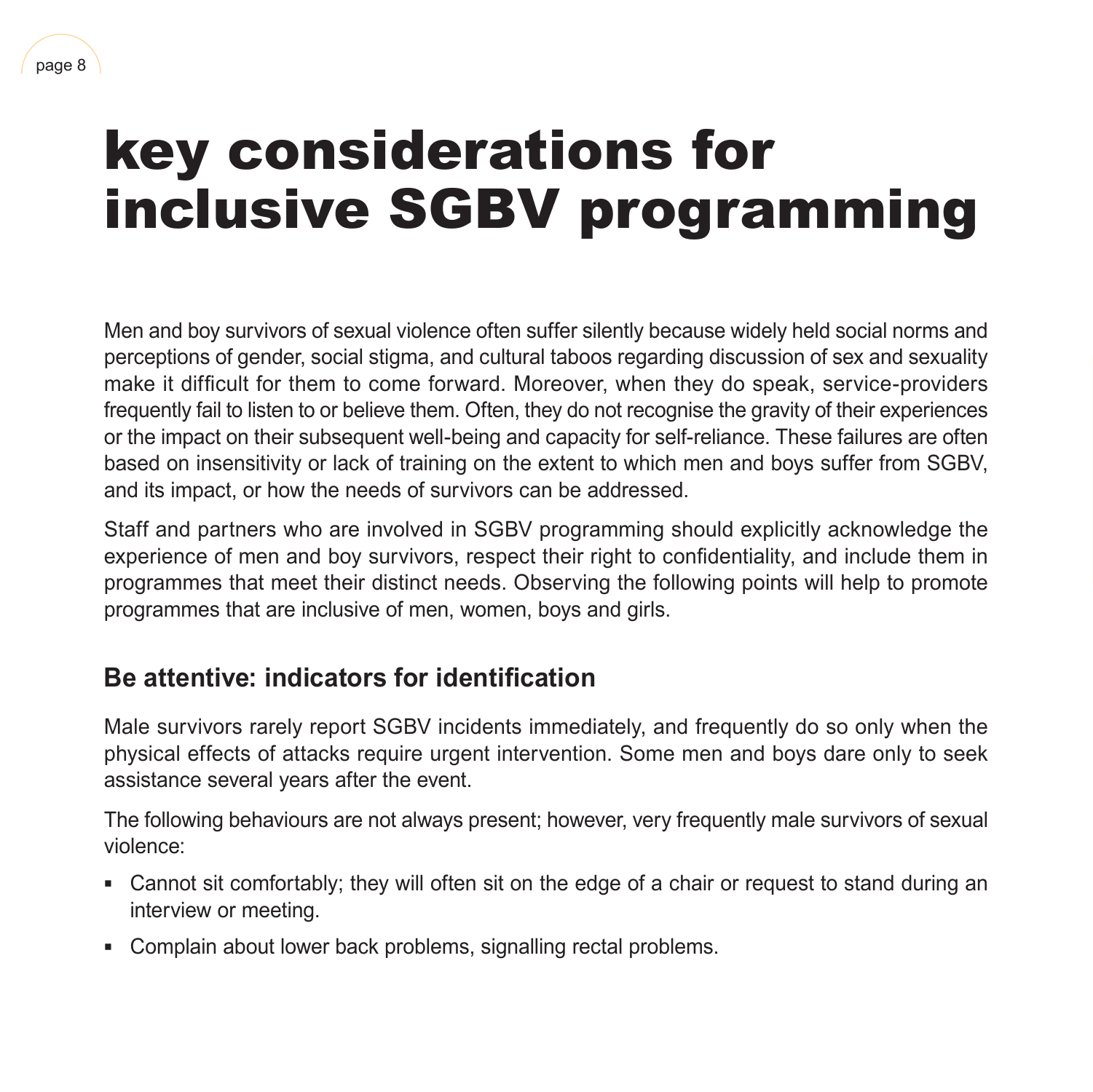# key considerations for inclusive SGBV programming

Men and boy survivors of sexual violence often suffer silently because widely held social norms and perceptions of gender, social stigma, and cultural taboos regarding discussion of sex and sexuality make it difficult for them to come forward. Moreover, when they do speak, service-providers frequently fail to listen to or believe them. Often, they do not recognise the gravity of their experiences or the impact on their subsequent well-being and capacity for self-reliance. These failures are often based on insensitivity or lack of training on the extent to which men and boys suffer from SGBV, and its impact, or how the needs of survivors can be addressed.

Staff and partners who are involved in SGBV programming should explicitly acknowledge the experience of men and boy survivors, respect their right to confidentiality, and include them in programmes that meet their distinct needs. Observing the following points will help to promote programmes that are inclusive of men, women, boys and girls.

## Be attentive: indicators for identification

Male survivors rarely report SGBV incidents immediately, and frequently do so only when the physical effects of attacks require urgent intervention. Some men and boys dare only to seek assistance several years after the event.

The following behaviours are not always present; however, very frequently male survivors of sexual violence:

- Cannot sit comfortably; they will often sit on the edge of a chair or request to stand during an interview or meeting.
- Complain about lower back problems, signalling rectal problems.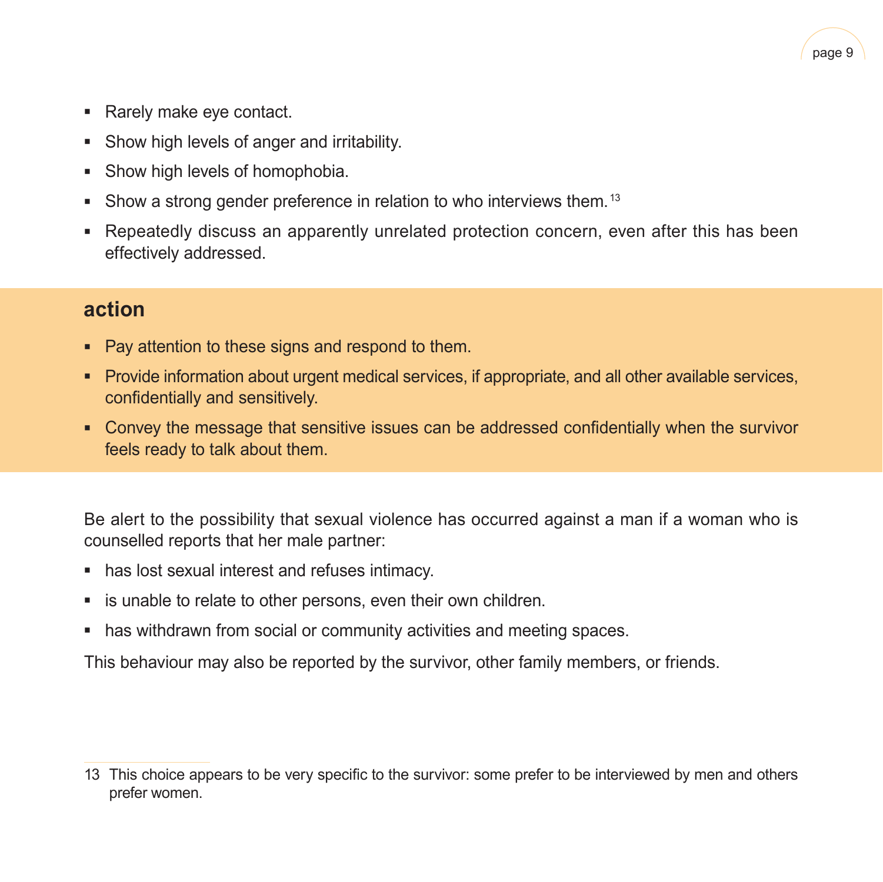- Rarely make eye contact.
- Show high levels of anger and irritability.
- Show high levels of homophobia.
- Show a strong gender preference in relation to who interviews them.[13]
- Repeatedly discuss an apparently unrelated protection concern, even after this has been effectively addressed.

## action

- Pay attention to these signs and respond to them.
- Provide information about urgent medical services, if appropriate, and all other available services, confidentially and sensitively.
- Convey the message that sensitive issues can be addressed confidentially when the survivor feels ready to talk about them.

Be alert to the possibility that sexual violence has occurred against a man if a woman who is counselled reports that her male partner:

- has lost sexual interest and refuses intimacy.
- is unable to relate to other persons, even their own children.
- has withdrawn from social or community activities and meeting spaces.

This behaviour may also be reported by the survivor, other family members, or friends.

---

13 This choice appears to be very specific to the survivor: some prefer to be interviewed by men and others prefer women.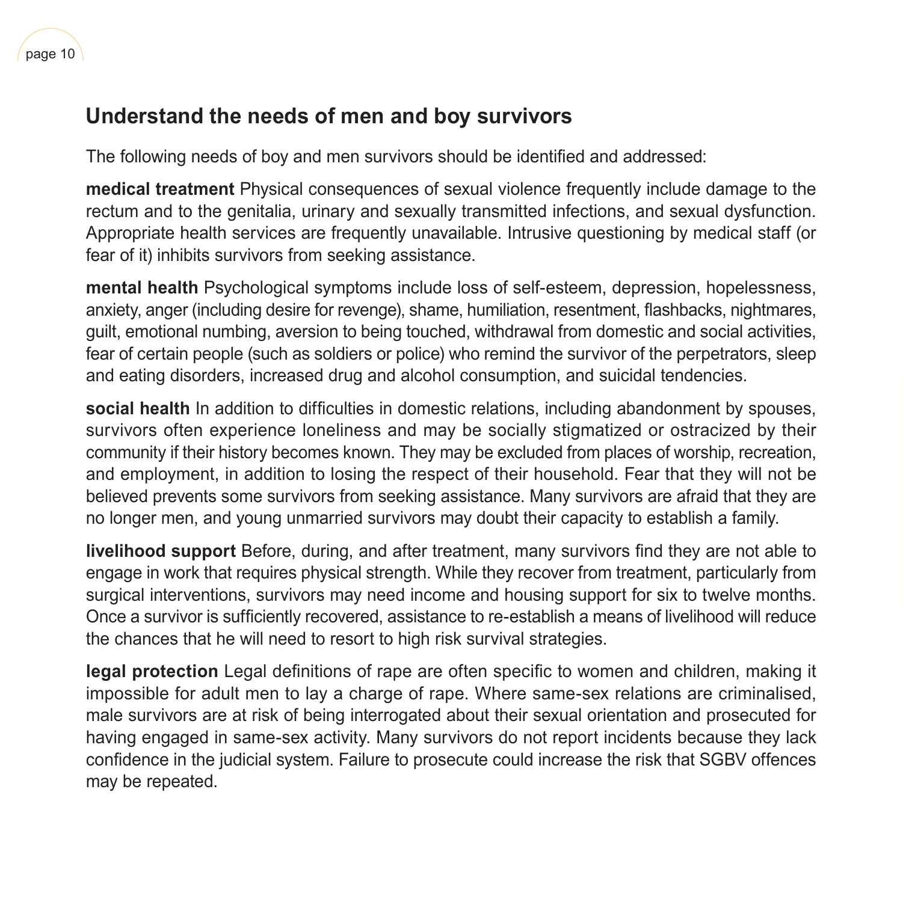## Understand the needs of men and boy survivors

The following needs of boy and men survivors should be identified and addressed:

**medical treatment** Physical consequences of sexual violence frequently include damage to the rectum and to the genitalia, urinary and sexually transmitted infections, and sexual dysfunction. Appropriate health services are frequently unavailable. Intrusive questioning by medical staff (or fear of it) inhibits survivors from seeking assistance.

**mental health** Psychological symptoms include loss of self-esteem, depression, hopelessness, anxiety, anger (including desire for revenge), shame, humiliation, resentment, flashbacks, nightmares, guilt, emotional numbing, aversion to being touched, withdrawal from domestic and social activities, fear of certain people (such as soldiers or police) who remind the survivor of the perpetrators, sleep and eating disorders, increased drug and alcohol consumption, and suicidal tendencies.

**social health** In addition to difficulties in domestic relations, including abandonment by spouses, survivors often experience loneliness and may be socially stigmatized or ostracized by their community if their history becomes known. They may be excluded from places of worship, recreation, and employment, in addition to losing the respect of their household. Fear that they will not be believed prevents some survivors from seeking assistance. Many survivors are afraid that they are no longer men, and young unmarried survivors may doubt their capacity to establish a family.

**livelihood support** Before, during, and after treatment, many survivors find they are not able to engage in work that requires physical strength. While they recover from treatment, particularly from surgical interventions, survivors may need income and housing support for six to twelve months. Once a survivor is sufficiently recovered, assistance to re-establish a means of livelihood will reduce the chances that he will need to resort to high risk survival strategies.

**legal protection** Legal definitions of rape are often specific to women and children, making it impossible for adult men to lay a charge of rape. Where same-sex relations are criminalised, male survivors are at risk of being interrogated about their sexual orientation and prosecuted for having engaged in same-sex activity. Many survivors do not report incidents because they lack confidence in the judicial system. Failure to prosecute could increase the risk that SGBV offences may be repeated.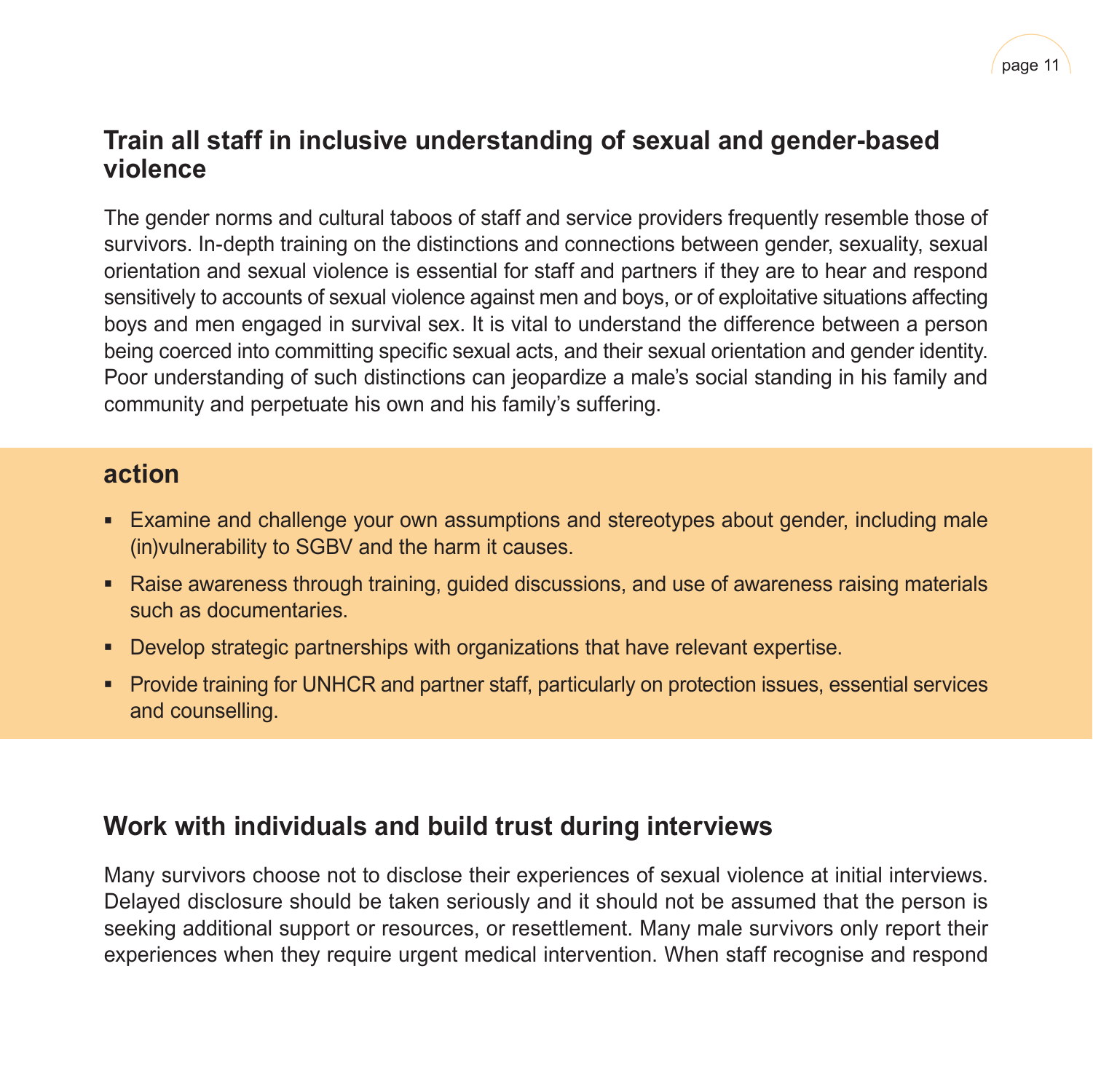## Train all staff in inclusive understanding of sexual and gender-based violence

The gender norms and cultural taboos of staff and service providers frequently resemble those of survivors. In-depth training on the distinctions and connections between gender, sexuality, sexual orientation and sexual violence is essential for staff and partners if they are to hear and respond sensitively to accounts of sexual violence against men and boys, or of exploitative situations affecting boys and men engaged in survival sex. It is vital to understand the difference between a person being coerced into committing specific sexual acts, and their sexual orientation and gender identity. Poor understanding of such distinctions can jeopardize a male's social standing in his family and community and perpetuate his own and his family's suffering.

### action

- Examine and challenge your own assumptions and stereotypes about gender, including male (in)vulnerability to SGBV and the harm it causes.
- Raise awareness through training, guided discussions, and use of awareness raising materials such as documentaries.
- Develop strategic partnerships with organizations that have relevant expertise.
- Provide training for UNHCR and partner staff, particularly on protection issues, essential services and counselling.

## Work with individuals and build trust during interviews

Many survivors choose not to disclose their experiences of sexual violence at initial interviews. Delayed disclosure should be taken seriously and it should not be assumed that the person is seeking additional support or resources, or resettlement. Many male survivors only report their experiences when they require urgent medical intervention. When staff recognise and respond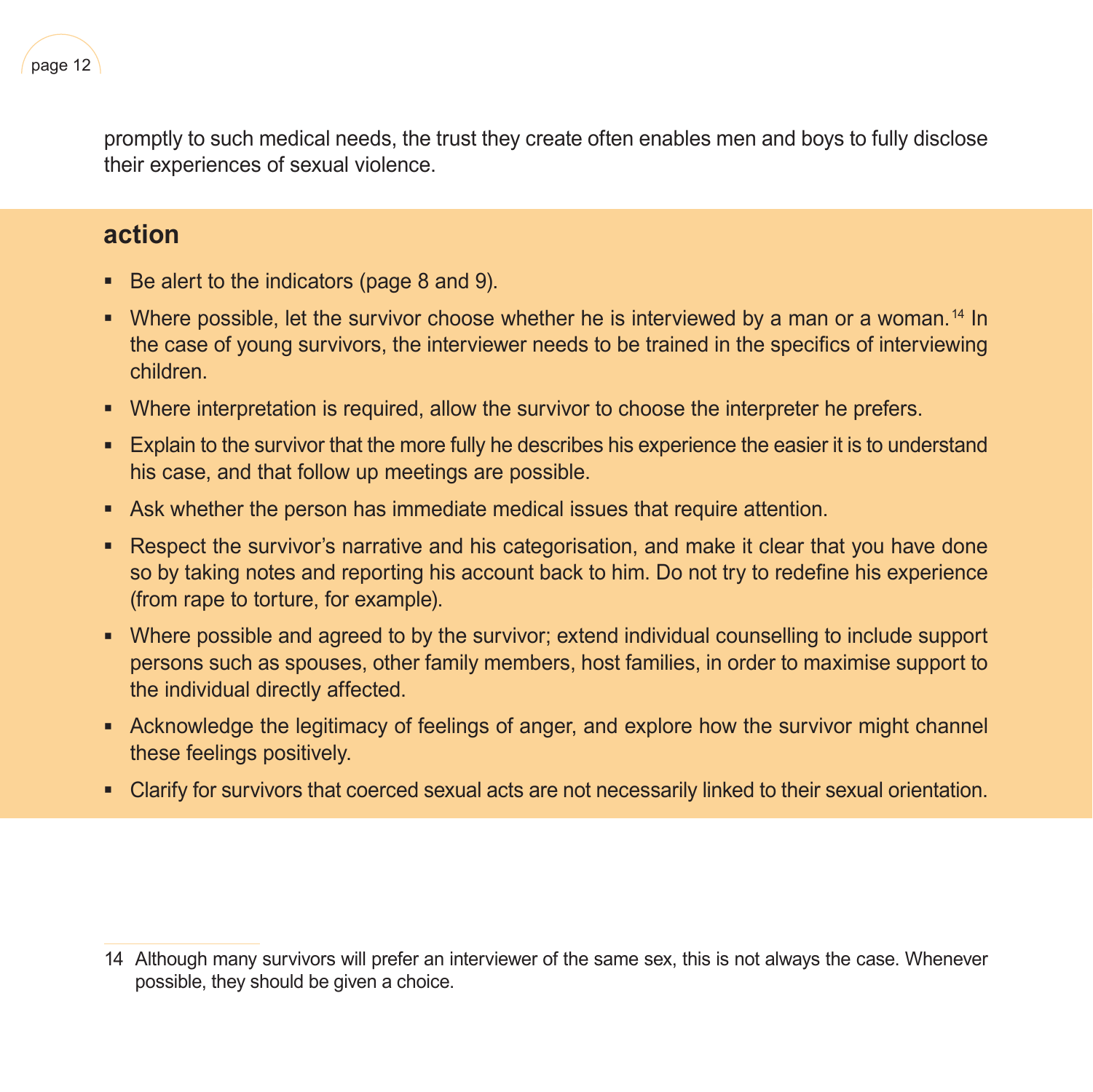promptly to such medical needs, the trust they create often enables men and boys to fully disclose their experiences of sexual violence.

## action

- Be alert to the indicators (page 8 and 9).
- Where possible, let the survivor choose whether he is interviewed by a man or a woman.[14] In the case of young survivors, the interviewer needs to be trained in the specifics of interviewing children.
- Where interpretation is required, allow the survivor to choose the interpreter he prefers.
- Explain to the survivor that the more fully he describes his experience the easier it is to understand his case, and that follow up meetings are possible.
- Ask whether the person has immediate medical issues that require attention.
- Respect the survivor's narrative and his categorisation, and make it clear that you have done so by taking notes and reporting his account back to him. Do not try to redefine his experience (from rape to torture, for example).
- Where possible and agreed to by the survivor; extend individual counselling to include support persons such as spouses, other family members, host families, in order to maximise support to the individual directly affected.
- Acknowledge the legitimacy of feelings of anger, and explore how the survivor might channel these feelings positively.
- Clarify for survivors that coerced sexual acts are not necessarily linked to their sexual orientation.

---

14 Although many survivors will prefer an interviewer of the same sex, this is not always the case. Whenever possible, they should be given a choice.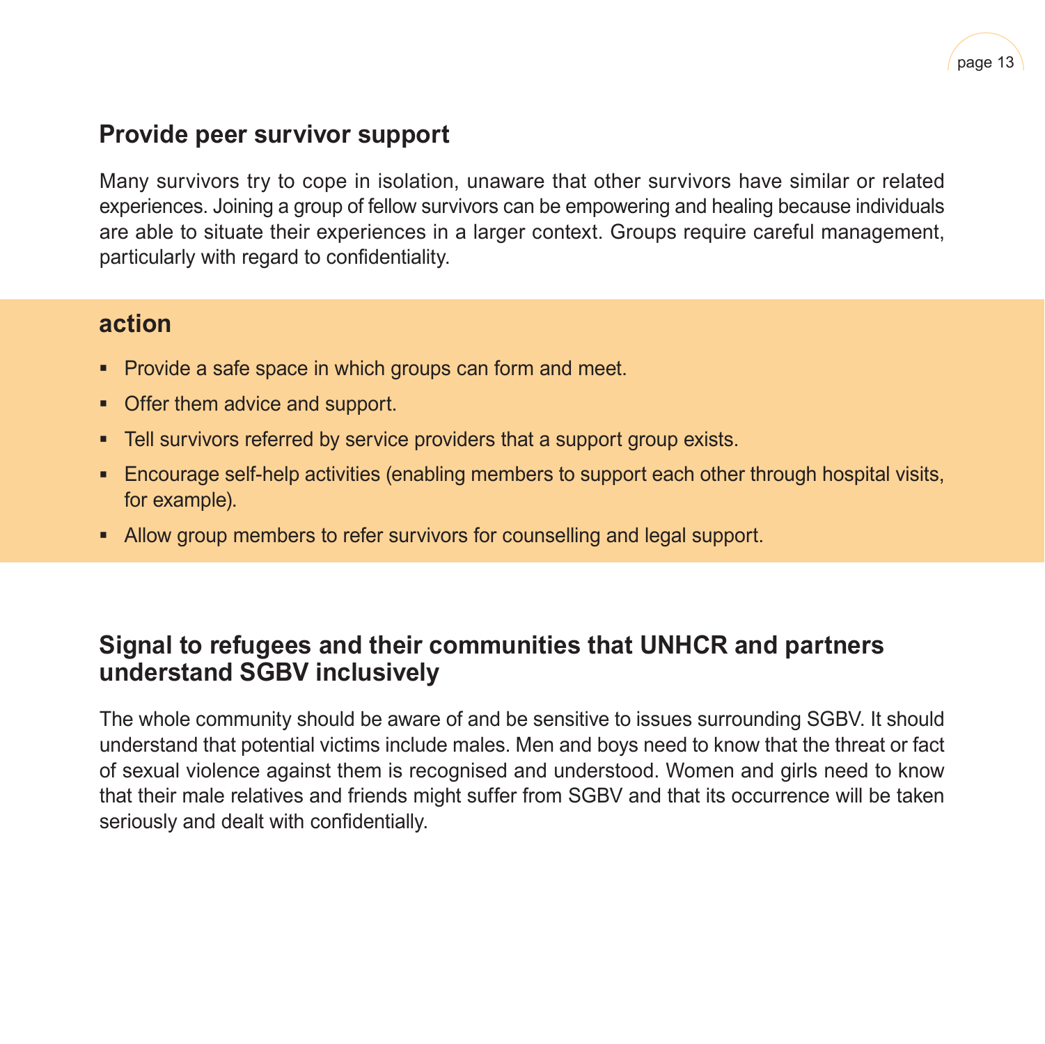## Provide peer survivor support

Many survivors try to cope in isolation, unaware that other survivors have similar or related experiences. Joining a group of fellow survivors can be empowering and healing because individuals are able to situate their experiences in a larger context. Groups require careful management, particularly with regard to confidentiality.

### action

- Provide a safe space in which groups can form and meet.
- Offer them advice and support.
- Tell survivors referred by service providers that a support group exists.
- Encourage self-help activities (enabling members to support each other through hospital visits, for example).
- Allow group members to refer survivors for counselling and legal support.

## Signal to refugees and their communities that UNHCR and partners understand SGBV inclusively

The whole community should be aware of and be sensitive to issues surrounding SGBV. It should understand that potential victims include males. Men and boys need to know that the threat or fact of sexual violence against them is recognised and understood. Women and girls need to know that their male relatives and friends might suffer from SGBV and that its occurrence will be taken seriously and dealt with confidentially.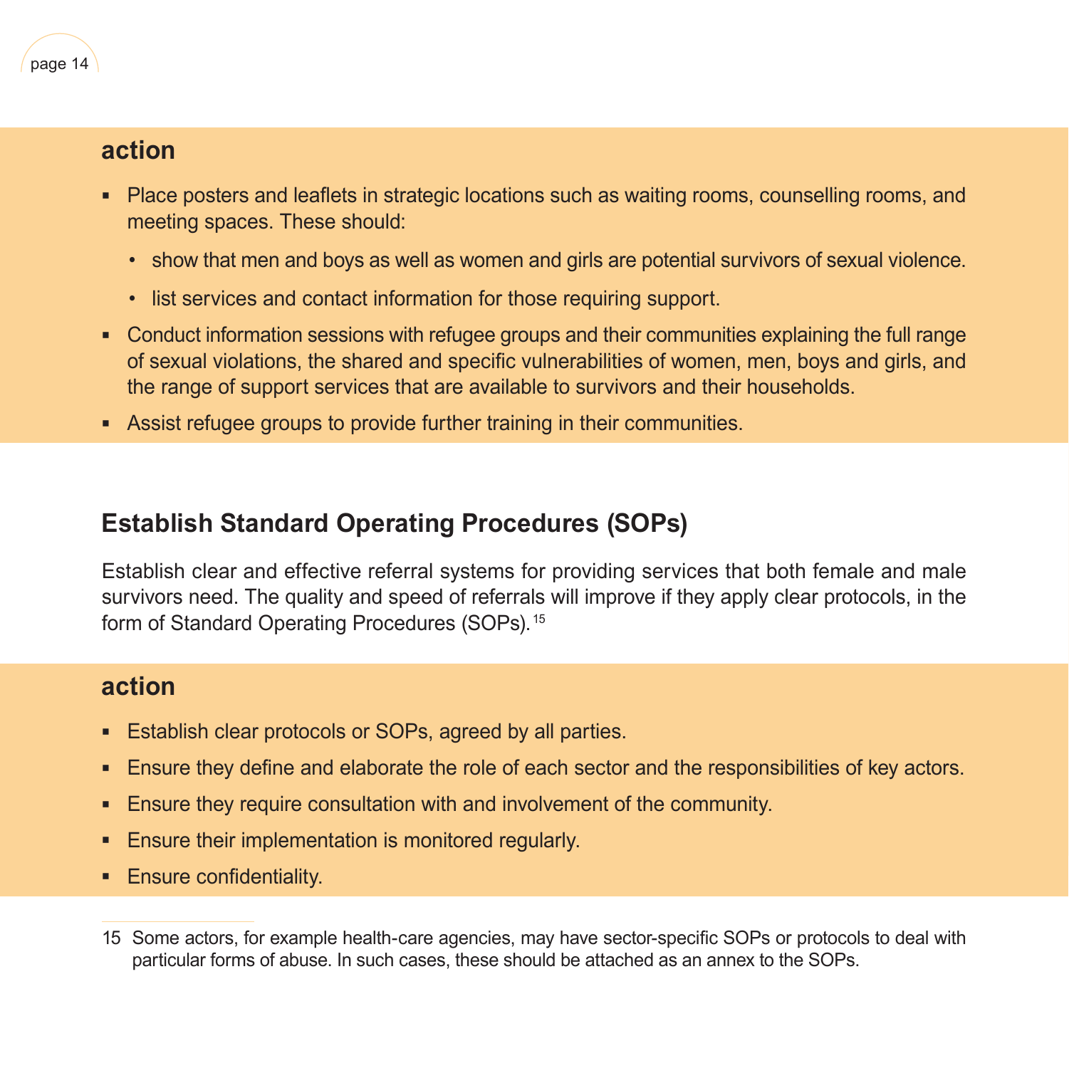### action

- Place posters and leaflets in strategic locations such as waiting rooms, counselling rooms, and meeting spaces. These should:
  - show that men and boys as well as women and girls are potential survivors of sexual violence.
  - list services and contact information for those requiring support.
- Conduct information sessions with refugee groups and their communities explaining the full range of sexual violations, the shared and specific vulnerabilities of women, men, boys and girls, and the range of support services that are available to survivors and their households.
- Assist refugee groups to provide further training in their communities.

## Establish Standard Operating Procedures (SOPs)

Establish clear and effective referral systems for providing services that both female and male survivors need. The quality and speed of referrals will improve if they apply clear protocols, in the form of Standard Operating Procedures (SOPs).[15]

### action

- Establish clear protocols or SOPs, agreed by all parties.
- Ensure they define and elaborate the role of each sector and the responsibilities of key actors.
- Ensure they require consultation with and involvement of the community.
- Ensure their implementation is monitored regularly.
- Ensure confidentiality.

---

15 Some actors, for example health-care agencies, may have sector-specific SOPs or protocols to deal with particular forms of abuse. In such cases, these should be attached as an annex to the SOPs.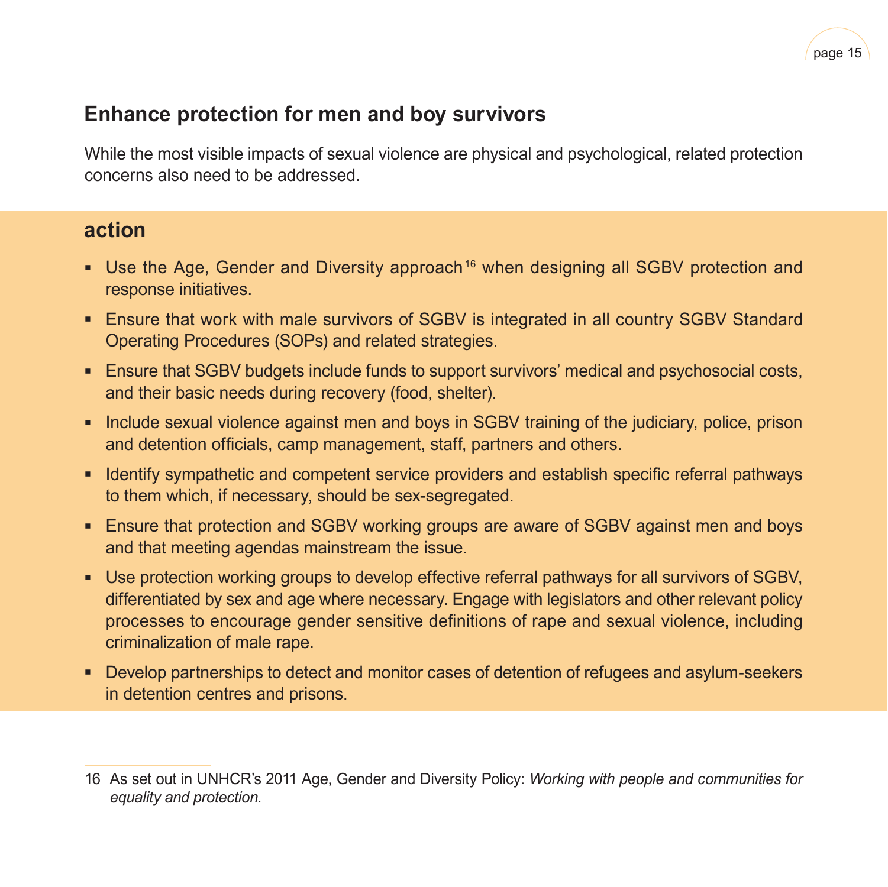## Enhance protection for men and boy survivors

While the most visible impacts of sexual violence are physical and psychological, related protection concerns also need to be addressed.

### action

- Use the Age, Gender and Diversity approach[16] when designing all SGBV protection and response initiatives.
- Ensure that work with male survivors of SGBV is integrated in all country SGBV Standard Operating Procedures (SOPs) and related strategies.
- Ensure that SGBV budgets include funds to support survivors' medical and psychosocial costs, and their basic needs during recovery (food, shelter).
- Include sexual violence against men and boys in SGBV training of the judiciary, police, prison and detention officials, camp management, staff, partners and others.
- Identify sympathetic and competent service providers and establish specific referral pathways to them which, if necessary, should be sex-segregated.
- Ensure that protection and SGBV working groups are aware of SGBV against men and boys and that meeting agendas mainstream the issue.
- Use protection working groups to develop effective referral pathways for all survivors of SGBV, differentiated by sex and age where necessary. Engage with legislators and other relevant policy processes to encourage gender sensitive definitions of rape and sexual violence, including criminalization of male rape.
- Develop partnerships to detect and monitor cases of detention of refugees and asylum-seekers in detention centres and prisons.

16 As set out in UNHCR's 2011 Age, Gender and Diversity Policy: *Working with people and communities for equality and protection.*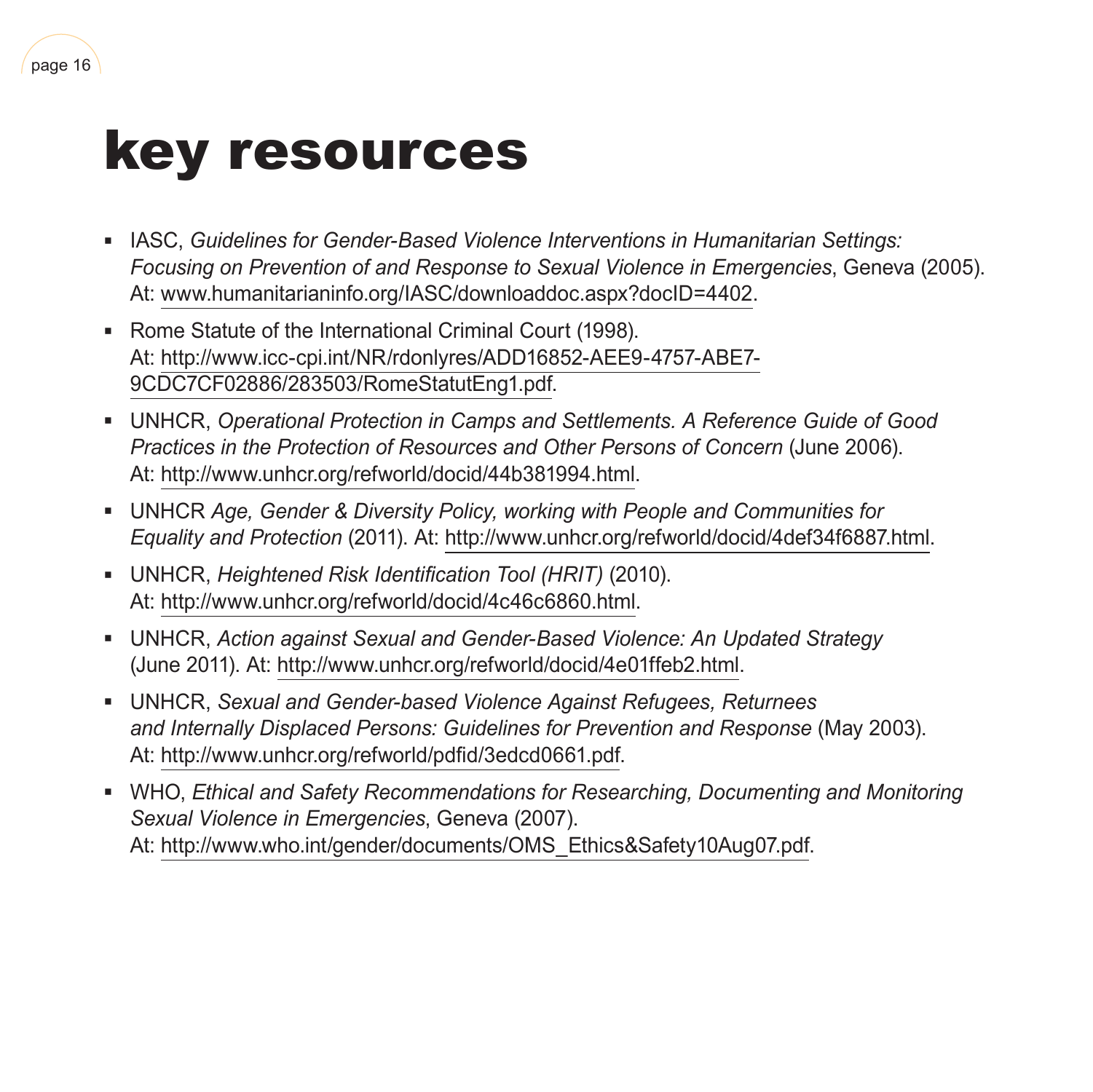# key resources

- IASC, *Guidelines for Gender-Based Violence Interventions in Humanitarian Settings: Focusing on Prevention of and Response to Sexual Violence in Emergencies*, Geneva (2005). At: www.humanitarianinfo.org/IASC/downloaddoc.aspx?docID=4402.
- Rome Statute of the International Criminal Court (1998). At: http://www.icc-cpi.int/NR/rdonlyres/ADD16852-AEE9-4757-ABE7-9CDC7CF02886/283503/RomeStatutEng1.pdf.
- UNHCR, *Operational Protection in Camps and Settlements. A Reference Guide of Good Practices in the Protection of Resources and Other Persons of Concern* (June 2006). At: http://www.unhcr.org/refworld/docid/44b381994.html.
- UNHCR *Age, Gender & Diversity Policy, working with People and Communities for Equality and Protection* (2011). At: http://www.unhcr.org/refworld/docid/4def34f6887.html.
- UNHCR, *Heightened Risk Identification Tool (HRIT)* (2010). At: http://www.unhcr.org/refworld/docid/4c46c6860.html.
- UNHCR, *Action against Sexual and Gender-Based Violence: An Updated Strategy* (June 2011). At: http://www.unhcr.org/refworld/docid/4e01ffeb2.html.
- UNHCR, *Sexual and Gender-based Violence Against Refugees, Returnees and Internally Displaced Persons: Guidelines for Prevention and Response* (May 2003). At: http://www.unhcr.org/refworld/pdfid/3edcd0661.pdf.
- WHO, *Ethical and Safety Recommendations for Researching, Documenting and Monitoring Sexual Violence in Emergencies*, Geneva (2007). At: http://www.who.int/gender/documents/OMS_Ethics&Safety10Aug07.pdf.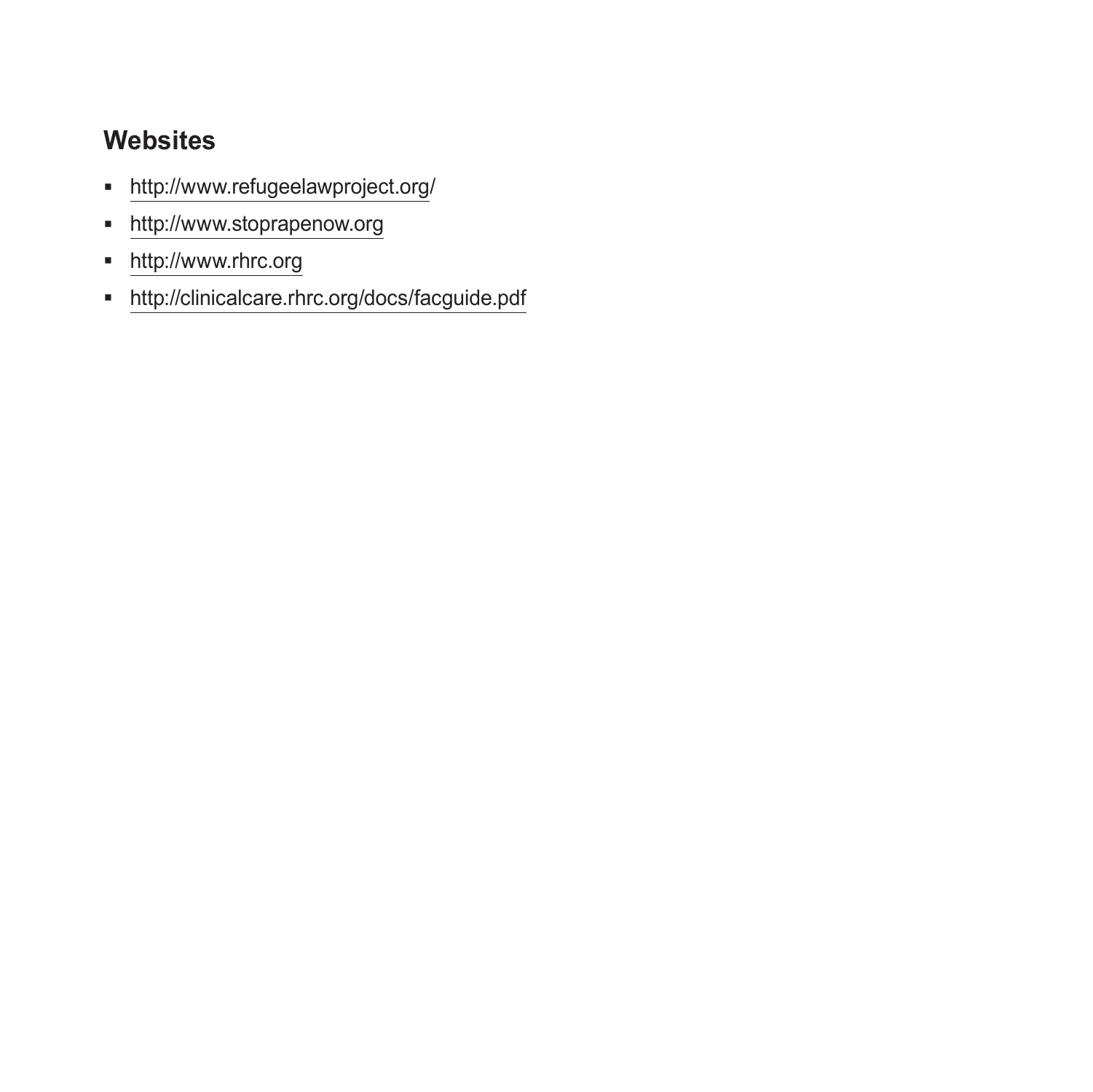## Websites

- http://www.refugeelawproject.org/
- http://www.stoprapenow.org
- http://www.rhrc.org
- http://clinicalcare.rhrc.org/docs/facguide.pdf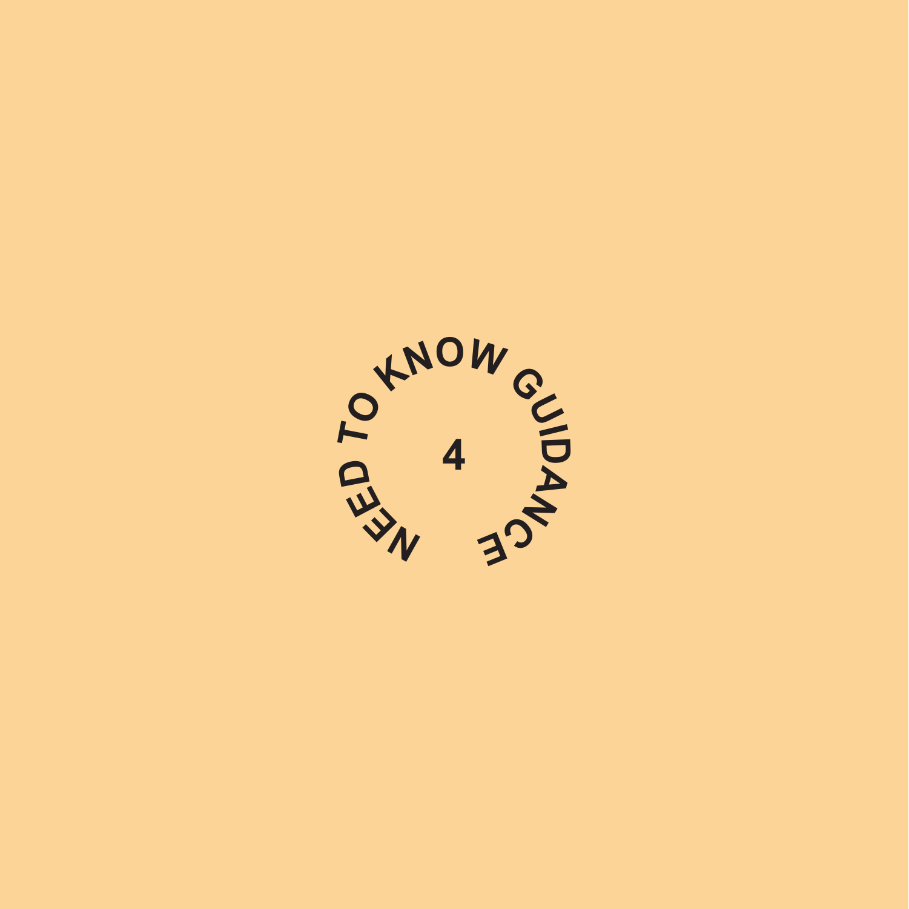NEED TO KNOW GUIDANCE

4